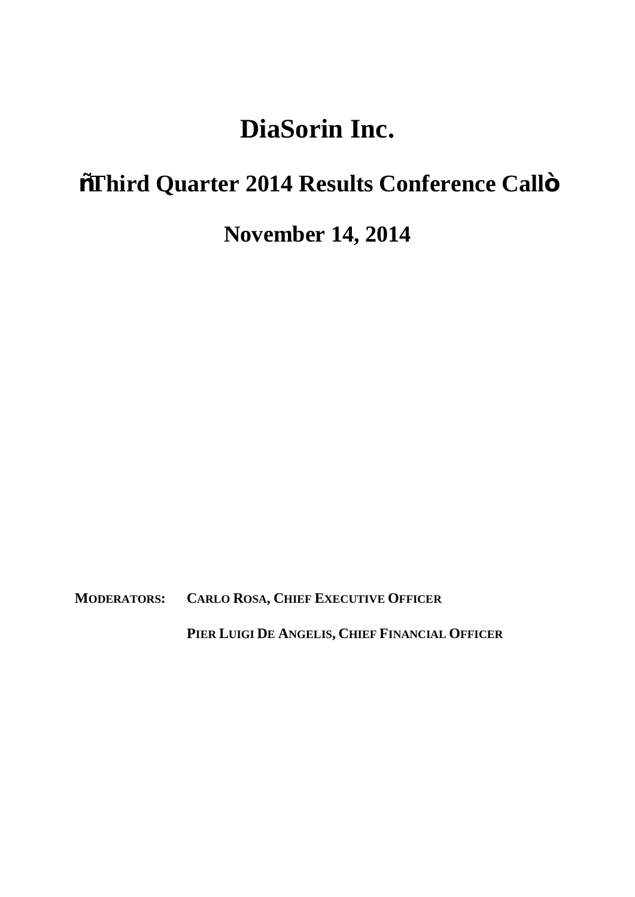# DiaSorin Inc.

## ñThird Quarter 2014 Results Conference Callò

## November 14, 2014

**MODERATORS:** **CARLO ROSA, CHIEF EXECUTIVE OFFICER**

**PIER LUIGI DE ANGELIS, CHIEF FINANCIAL OFFICER**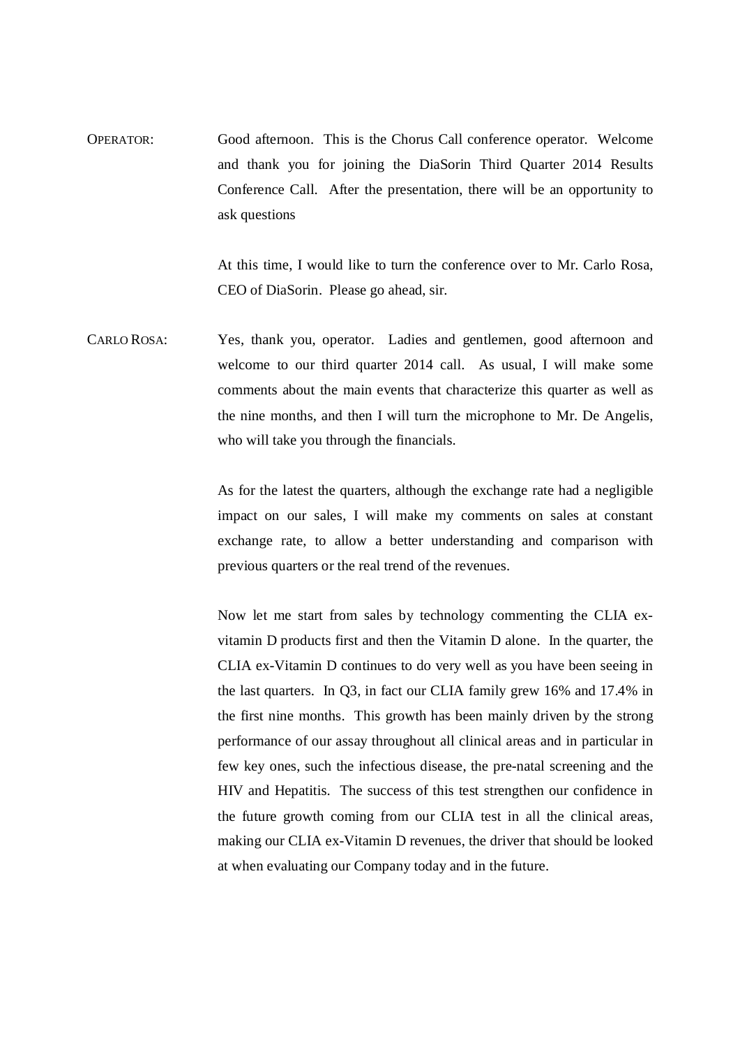OPERATOR: Good afternoon. This is the Chorus Call conference operator. Welcome and thank you for joining the DiaSorin Third Quarter 2014 Results Conference Call. After the presentation, there will be an opportunity to ask questions

At this time, I would like to turn the conference over to Mr. Carlo Rosa, CEO of DiaSorin. Please go ahead, sir.

CARLO ROSA: Yes, thank you, operator. Ladies and gentlemen, good afternoon and welcome to our third quarter 2014 call. As usual, I will make some comments about the main events that characterize this quarter as well as the nine months, and then I will turn the microphone to Mr. De Angelis, who will take you through the financials.

As for the latest the quarters, although the exchange rate had a negligible impact on our sales, I will make my comments on sales at constant exchange rate, to allow a better understanding and comparison with previous quarters or the real trend of the revenues.

Now let me start from sales by technology commenting the CLIA ex-vitamin D products first and then the Vitamin D alone. In the quarter, the CLIA ex-Vitamin D continues to do very well as you have been seeing in the last quarters. In Q3, in fact our CLIA family grew 16% and 17.4% in the first nine months. This growth has been mainly driven by the strong performance of our assay throughout all clinical areas and in particular in few key ones, such the infectious disease, the pre-natal screening and the HIV and Hepatitis. The success of this test strengthen our confidence in the future growth coming from our CLIA test in all the clinical areas, making our CLIA ex-Vitamin D revenues, the driver that should be looked at when evaluating our Company today and in the future.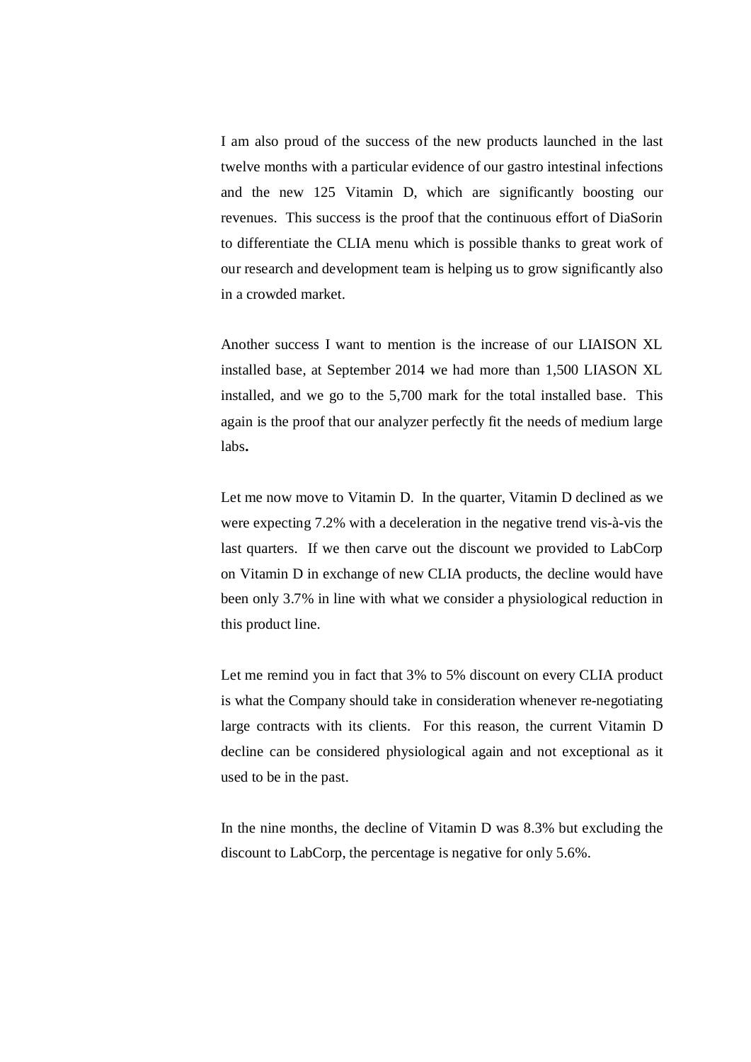I am also proud of the success of the new products launched in the last twelve months with a particular evidence of our gastro intestinal infections and the new 125 Vitamin D, which are significantly boosting our revenues. This success is the proof that the continuous effort of DiaSorin to differentiate the CLIA menu which is possible thanks to great work of our research and development team is helping us to grow significantly also in a crowded market.

Another success I want to mention is the increase of our LIAISON XL installed base, at September 2014 we had more than 1,500 LIASON XL installed, and we go to the 5,700 mark for the total installed base. This again is the proof that our analyzer perfectly fit the needs of medium large labs**.**

Let me now move to Vitamin D. In the quarter, Vitamin D declined as we were expecting 7.2% with a deceleration in the negative trend vis-à-vis the last quarters. If we then carve out the discount we provided to LabCorp on Vitamin D in exchange of new CLIA products, the decline would have been only 3.7% in line with what we consider a physiological reduction in this product line.

Let me remind you in fact that 3% to 5% discount on every CLIA product is what the Company should take in consideration whenever re-negotiating large contracts with its clients. For this reason, the current Vitamin D decline can be considered physiological again and not exceptional as it used to be in the past.

In the nine months, the decline of Vitamin D was 8.3% but excluding the discount to LabCorp, the percentage is negative for only 5.6%.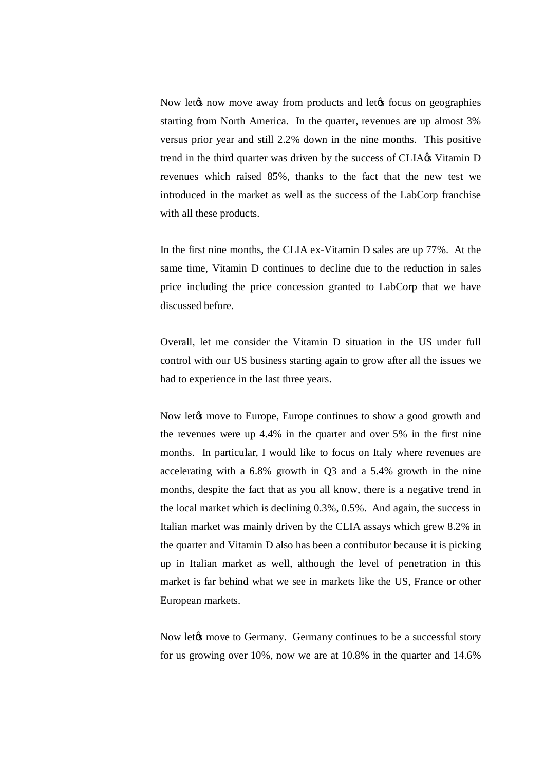Now letǿs now move away from products and letǿs focus on geographies starting from North America. In the quarter, revenues are up almost 3% versus prior year and still 2.2% down in the nine months. This positive trend in the third quarter was driven by the success of CLIAǿs Vitamin D revenues which raised 85%, thanks to the fact that the new test we introduced in the market as well as the success of the LabCorp franchise with all these products.

In the first nine months, the CLIA ex-Vitamin D sales are up 77%. At the same time, Vitamin D continues to decline due to the reduction in sales price including the price concession granted to LabCorp that we have discussed before.

Overall, let me consider the Vitamin D situation in the US under full control with our US business starting again to grow after all the issues we had to experience in the last three years.

Now letǿs move to Europe, Europe continues to show a good growth and the revenues were up 4.4% in the quarter and over 5% in the first nine months. In particular, I would like to focus on Italy where revenues are accelerating with a 6.8% growth in Q3 and a 5.4% growth in the nine months, despite the fact that as you all know, there is a negative trend in the local market which is declining 0.3%, 0.5%. And again, the success in Italian market was mainly driven by the CLIA assays which grew 8.2% in the quarter and Vitamin D also has been a contributor because it is picking up in Italian market as well, although the level of penetration in this market is far behind what we see in markets like the US, France or other European markets.

Now letǿs move to Germany. Germany continues to be a successful story for us growing over 10%, now we are at 10.8% in the quarter and 14.6%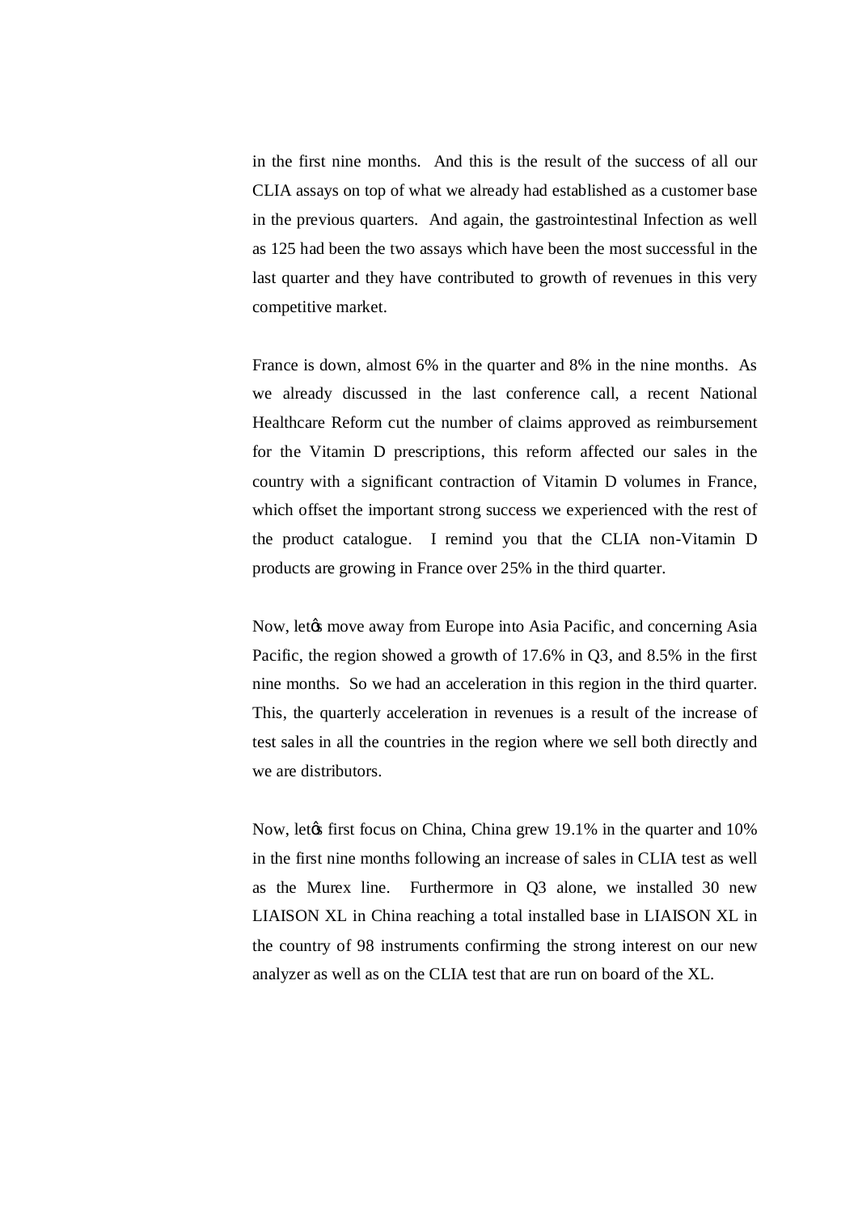in the first nine months. And this is the result of the success of all our CLIA assays on top of what we already had established as a customer base in the previous quarters. And again, the gastrointestinal Infection as well as 125 had been the two assays which have been the most successful in the last quarter and they have contributed to growth of revenues in this very competitive market.

France is down, almost 6% in the quarter and 8% in the nine months. As we already discussed in the last conference call, a recent National Healthcare Reform cut the number of claims approved as reimbursement for the Vitamin D prescriptions, this reform affected our sales in the country with a significant contraction of Vitamin D volumes in France, which offset the important strong success we experienced with the rest of the product catalogue. I remind you that the CLIA non-Vitamin D products are growing in France over 25% in the third quarter.

Now, letøs move away from Europe into Asia Pacific, and concerning Asia Pacific, the region showed a growth of 17.6% in Q3, and 8.5% in the first nine months. So we had an acceleration in this region in the third quarter. This, the quarterly acceleration in revenues is a result of the increase of test sales in all the countries in the region where we sell both directly and we are distributors.

Now, letøs first focus on China, China grew 19.1% in the quarter and 10% in the first nine months following an increase of sales in CLIA test as well as the Murex line. Furthermore in Q3 alone, we installed 30 new LIAISON XL in China reaching a total installed base in LIAISON XL in the country of 98 instruments confirming the strong interest on our new analyzer as well as on the CLIA test that are run on board of the XL.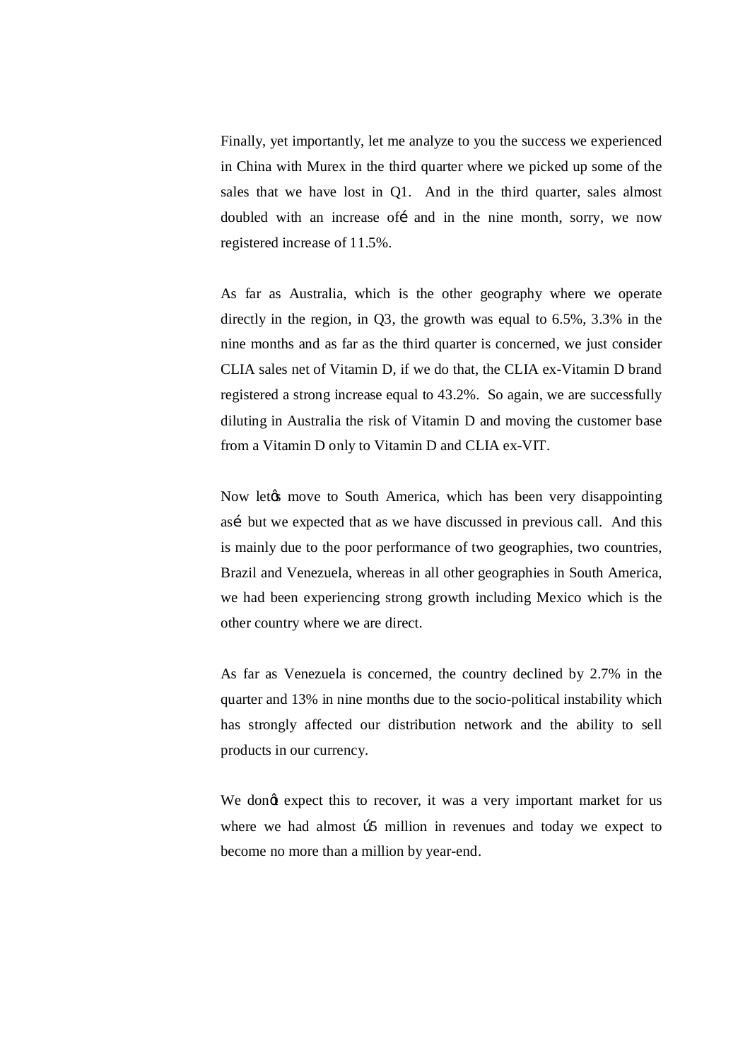Finally, yet importantly, let me analyze to you the success we experienced in China with Murex in the third quarter where we picked up some of the sales that we have lost in Q1. And in the third quarter, sales almost doubled with an increase ofé and in the nine month, sorry, we now registered increase of 11.5%.

As far as Australia, which is the other geography where we operate directly in the region, in Q3, the growth was equal to 6.5%, 3.3% in the nine months and as far as the third quarter is concerned, we just consider CLIA sales net of Vitamin D, if we do that, the CLIA ex-Vitamin D brand registered a strong increase equal to 43.2%. So again, we are successfully diluting in Australia the risk of Vitamin D and moving the customer base from a Vitamin D only to Vitamin D and CLIA ex-VIT.

Now letõs move to South America, which has been very disappointing asé but we expected that as we have discussed in previous call. And this is mainly due to the poor performance of two geographies, two countries, Brazil and Venezuela, whereas in all other geographies in South America, we had been experiencing strong growth including Mexico which is the other country where we are direct.

As far as Venezuela is concerned, the country declined by 2.7% in the quarter and 13% in nine months due to the socio-political instability which has strongly affected our distribution network and the ability to sell products in our currency.

We donõt expect this to recover, it was a very important market for us where we had almost ú5 million in revenues and today we expect to become no more than a million by year-end.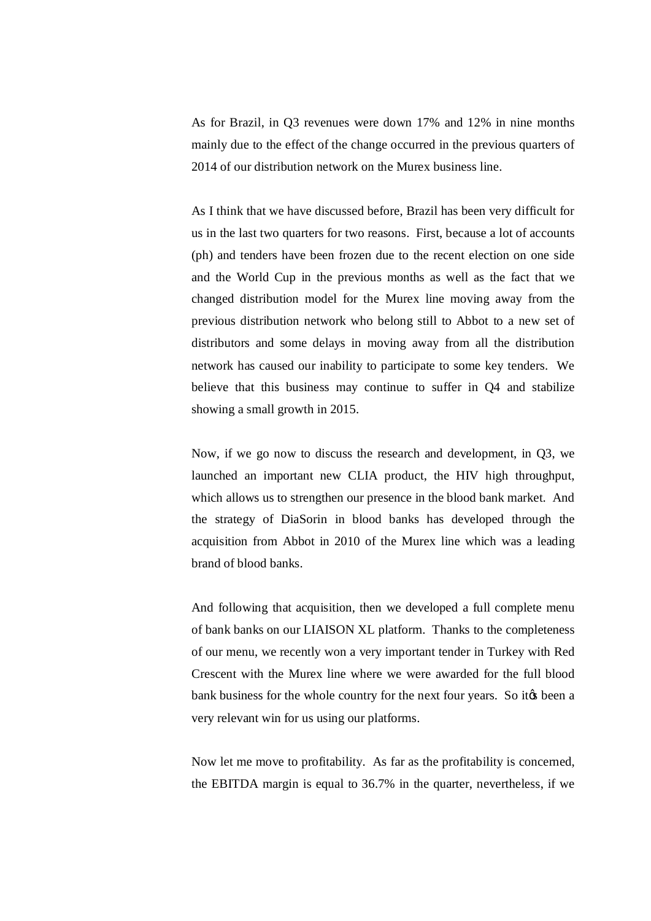As for Brazil, in Q3 revenues were down 17% and 12% in nine months mainly due to the effect of the change occurred in the previous quarters of 2014 of our distribution network on the Murex business line.

As I think that we have discussed before, Brazil has been very difficult for us in the last two quarters for two reasons. First, because a lot of accounts (ph) and tenders have been frozen due to the recent election on one side and the World Cup in the previous months as well as the fact that we changed distribution model for the Murex line moving away from the previous distribution network who belong still to Abbot to a new set of distributors and some delays in moving away from all the distribution network has caused our inability to participate to some key tenders. We believe that this business may continue to suffer in Q4 and stabilize showing a small growth in 2015.

Now, if we go now to discuss the research and development, in Q3, we launched an important new CLIA product, the HIV high throughput, which allows us to strengthen our presence in the blood bank market. And the strategy of DiaSorin in blood banks has developed through the acquisition from Abbot in 2010 of the Murex line which was a leading brand of blood banks.

And following that acquisition, then we developed a full complete menu of bank banks on our LIAISON XL platform. Thanks to the completeness of our menu, we recently won a very important tender in Turkey with Red Crescent with the Murex line where we were awarded for the full blood bank business for the whole country for the next four years. So it's been a very relevant win for us using our platforms.

Now let me move to profitability. As far as the profitability is concerned, the EBITDA margin is equal to 36.7% in the quarter, nevertheless, if we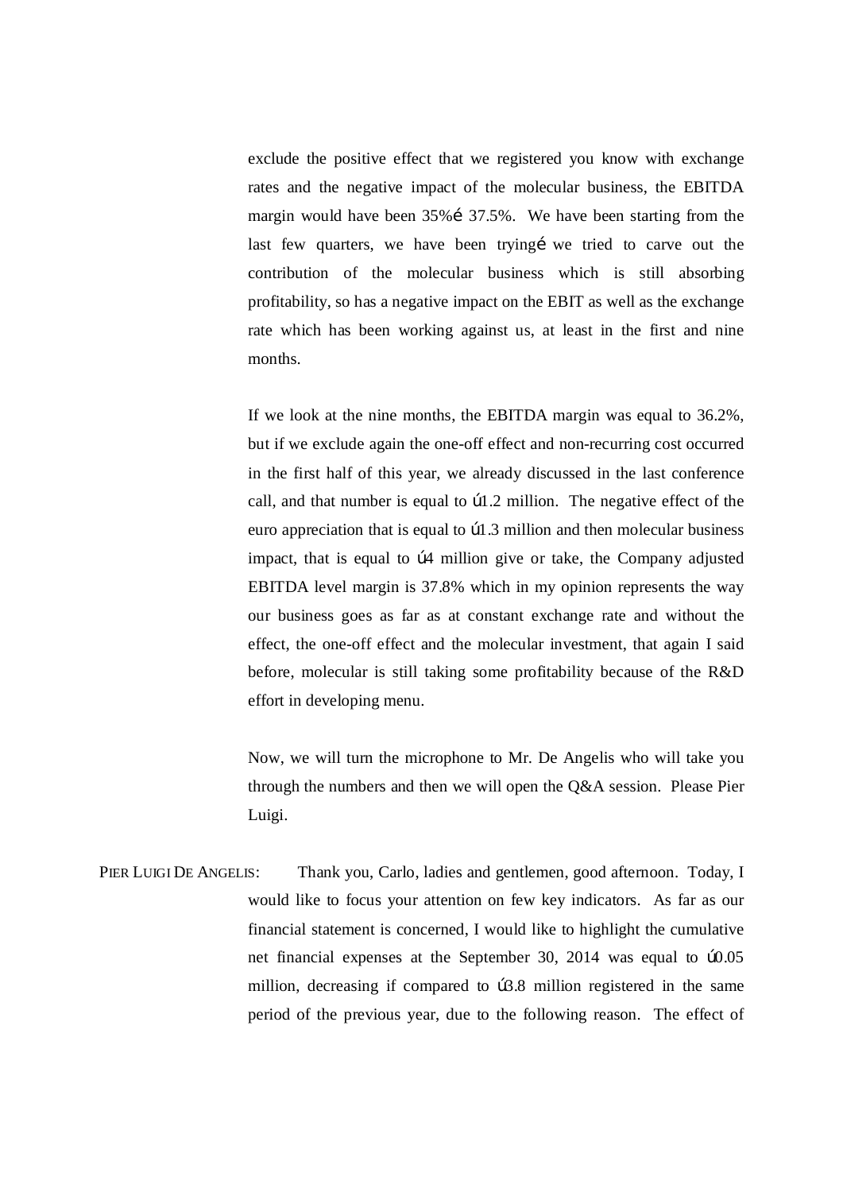exclude the positive effect that we registered you know with exchange rates and the negative impact of the molecular business, the EBITDA margin would have been 35%é 37.5%. We have been starting from the last few quarters, we have been tryingé we tried to carve out the contribution of the molecular business which is still absorbing profitability, so has a negative impact on the EBIT as well as the exchange rate which has been working against us, at least in the first and nine months.

If we look at the nine months, the EBITDA margin was equal to 36.2%, but if we exclude again the one-off effect and non-recurring cost occurred in the first half of this year, we already discussed in the last conference call, and that number is equal to ú1.2 million. The negative effect of the euro appreciation that is equal to ú1.3 million and then molecular business impact, that is equal to ú4 million give or take, the Company adjusted EBITDA level margin is 37.8% which in my opinion represents the way our business goes as far as at constant exchange rate and without the effect, the one-off effect and the molecular investment, that again I said before, molecular is still taking some profitability because of the R&D effort in developing menu.

Now, we will turn the microphone to Mr. De Angelis who will take you through the numbers and then we will open the Q&A session. Please Pier Luigi.

PIER LUIGI DE ANGELIS: Thank you, Carlo, ladies and gentlemen, good afternoon. Today, I would like to focus your attention on few key indicators. As far as our financial statement is concerned, I would like to highlight the cumulative net financial expenses at the September 30, 2014 was equal to ú0.05 million, decreasing if compared to ú3.8 million registered in the same period of the previous year, due to the following reason. The effect of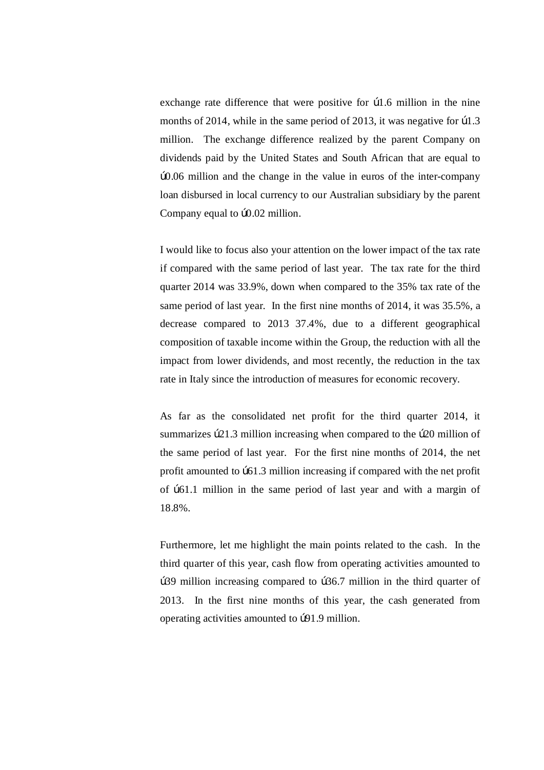exchange rate difference that were positive for ú1.6 million in the nine months of 2014, while in the same period of 2013, it was negative for ú1.3 million. The exchange difference realized by the parent Company on dividends paid by the United States and South African that are equal to ú0.06 million and the change in the value in euros of the inter-company loan disbursed in local currency to our Australian subsidiary by the parent Company equal to ú0.02 million.

I would like to focus also your attention on the lower impact of the tax rate if compared with the same period of last year. The tax rate for the third quarter 2014 was 33.9%, down when compared to the 35% tax rate of the same period of last year. In the first nine months of 2014, it was 35.5%, a decrease compared to 2013 37.4%, due to a different geographical composition of taxable income within the Group, the reduction with all the impact from lower dividends, and most recently, the reduction in the tax rate in Italy since the introduction of measures for economic recovery.

As far as the consolidated net profit for the third quarter 2014, it summarizes ú21.3 million increasing when compared to the ú20 million of the same period of last year. For the first nine months of 2014, the net profit amounted to ú61.3 million increasing if compared with the net profit of ú61.1 million in the same period of last year and with a margin of 18.8%.

Furthermore, let me highlight the main points related to the cash. In the third quarter of this year, cash flow from operating activities amounted to ú39 million increasing compared to ú36.7 million in the third quarter of 2013. In the first nine months of this year, the cash generated from operating activities amounted to ú91.9 million.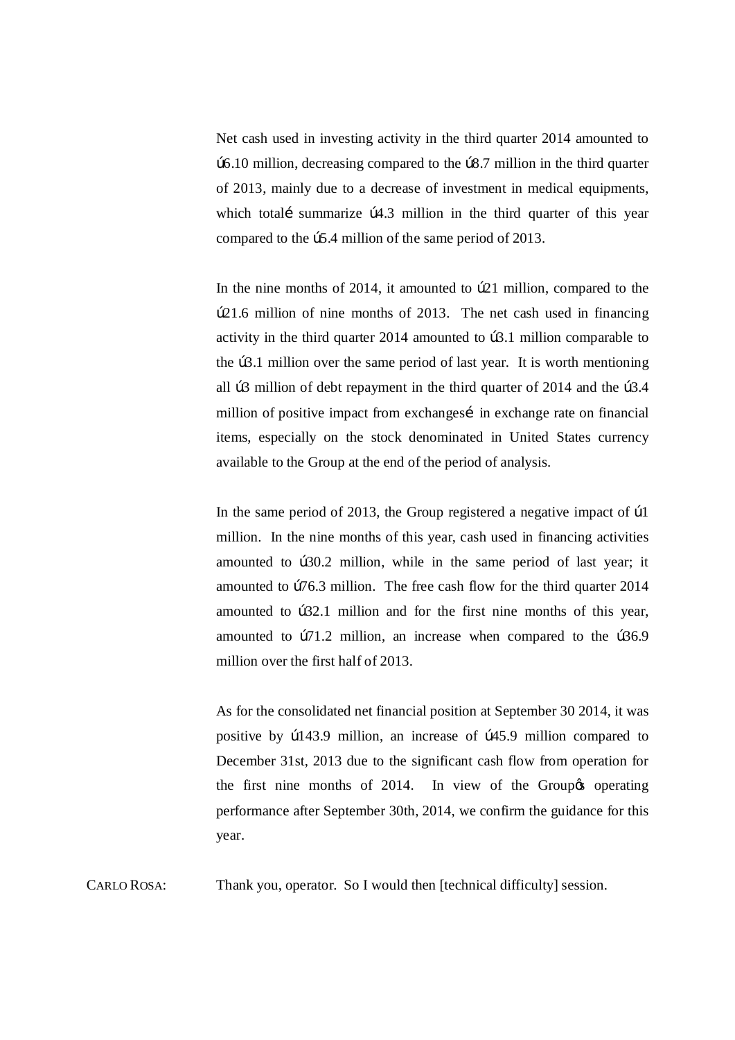Net cash used in investing activity in the third quarter 2014 amounted to ú6.10 million, decreasing compared to the ú8.7 million in the third quarter of 2013, mainly due to a decrease of investment in medical equipments, which totalé summarize ú4.3 million in the third quarter of this year compared to the ú5.4 million of the same period of 2013.

In the nine months of 2014, it amounted to ú21 million, compared to the ú21.6 million of nine months of 2013. The net cash used in financing activity in the third quarter 2014 amounted to ú3.1 million comparable to the ú3.1 million over the same period of last year. It is worth mentioning all ú3 million of debt repayment in the third quarter of 2014 and the ú3.4 million of positive impact from exchangesé in exchange rate on financial items, especially on the stock denominated in United States currency available to the Group at the end of the period of analysis.

In the same period of 2013, the Group registered a negative impact of ú1 million. In the nine months of this year, cash used in financing activities amounted to ú30.2 million, while in the same period of last year; it amounted to ú76.3 million. The free cash flow for the third quarter 2014 amounted to ú32.1 million and for the first nine months of this year, amounted to ú71.2 million, an increase when compared to the ú36.9 million over the first half of 2013.

As for the consolidated net financial position at September 30 2014, it was positive by ú143.9 million, an increase of ú45.9 million compared to December 31st, 2013 due to the significant cash flow from operation for the first nine months of 2014. In view of the Groupǿs operating performance after September 30th, 2014, we confirm the guidance for this year.

CARLO ROSA: Thank you, operator. So I would then [technical difficulty] session.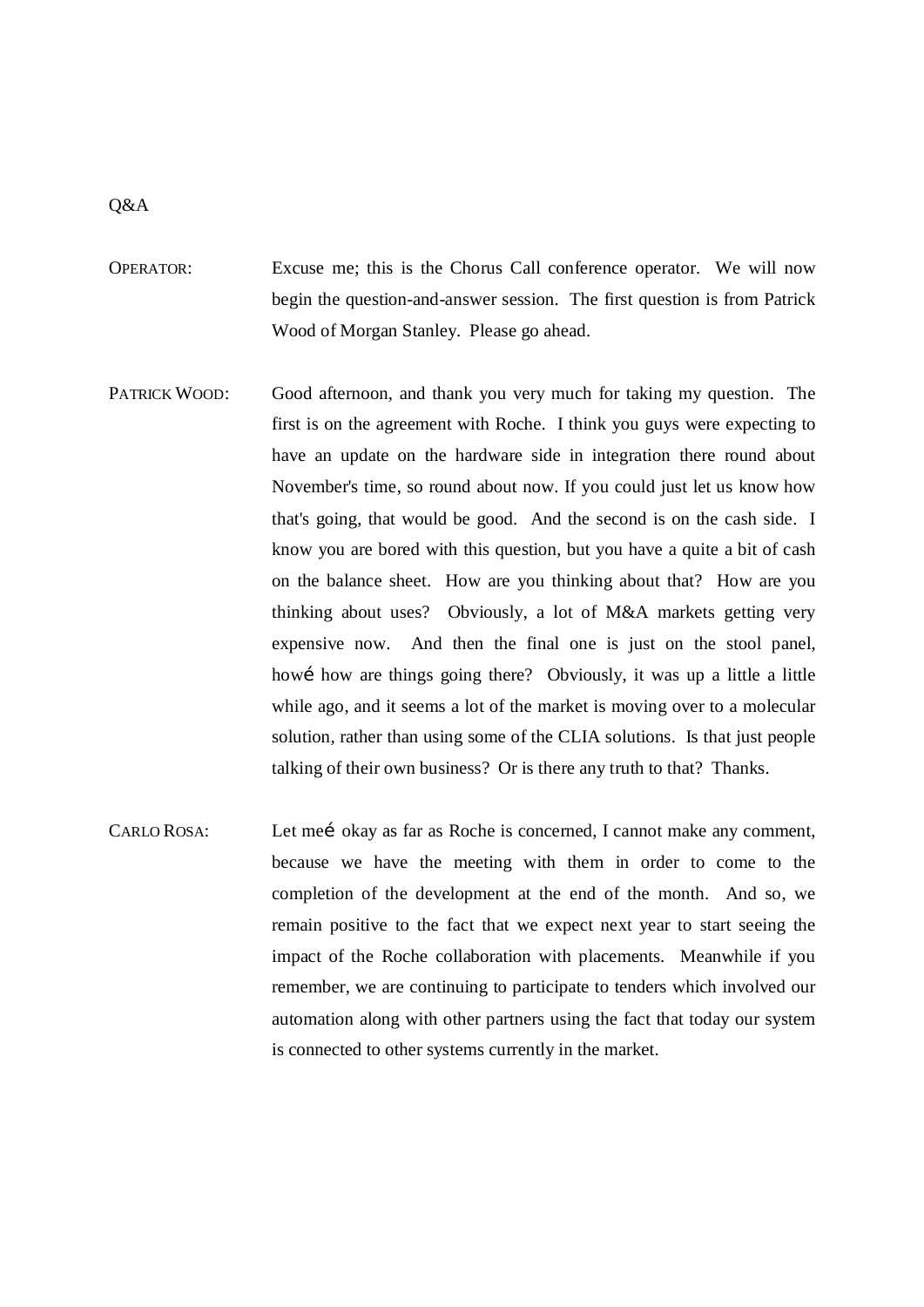Q&A

OPERATOR: Excuse me; this is the Chorus Call conference operator. We will now begin the question-and-answer session. The first question is from Patrick Wood of Morgan Stanley. Please go ahead.

PATRICK WOOD: Good afternoon, and thank you very much for taking my question. The first is on the agreement with Roche. I think you guys were expecting to have an update on the hardware side in integration there round about November's time, so round about now. If you could just let us know how that's going, that would be good. And the second is on the cash side. I know you are bored with this question, but you have a quite a bit of cash on the balance sheet. How are you thinking about that? How are you thinking about uses? Obviously, a lot of M&A markets getting very expensive now. And then the final one is just on the stool panel, howé how are things going there? Obviously, it was up a little a little while ago, and it seems a lot of the market is moving over to a molecular solution, rather than using some of the CLIA solutions. Is that just people talking of their own business? Or is there any truth to that? Thanks.

CARLO ROSA: Let meé okay as far as Roche is concerned, I cannot make any comment, because we have the meeting with them in order to come to the completion of the development at the end of the month. And so, we remain positive to the fact that we expect next year to start seeing the impact of the Roche collaboration with placements. Meanwhile if you remember, we are continuing to participate to tenders which involved our automation along with other partners using the fact that today our system is connected to other systems currently in the market.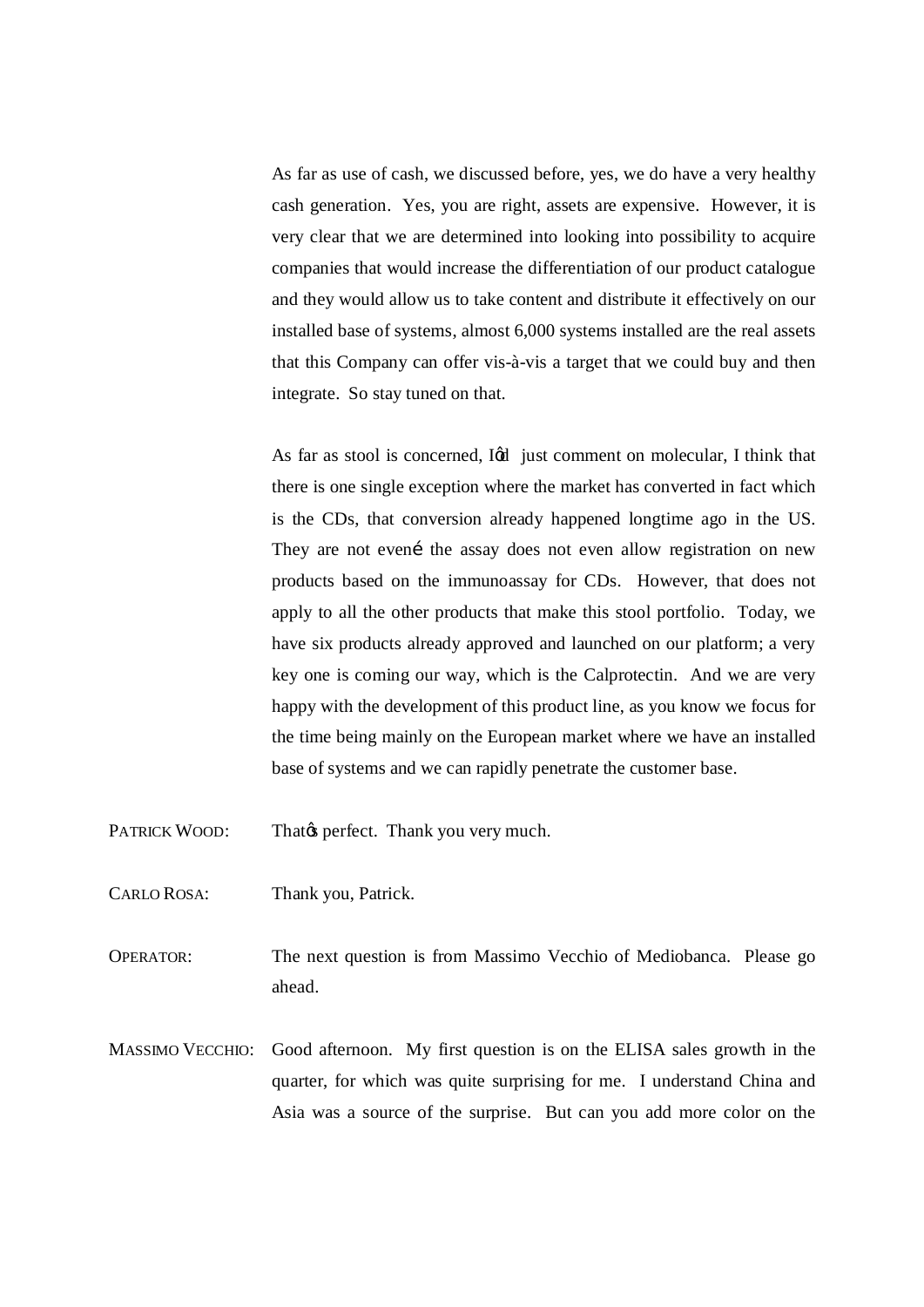As far as use of cash, we discussed before, yes, we do have a very healthy cash generation. Yes, you are right, assets are expensive. However, it is very clear that we are determined into looking into possibility to acquire companies that would increase the differentiation of our product catalogue and they would allow us to take content and distribute it effectively on our installed base of systems, almost 6,000 systems installed are the real assets that this Company can offer vis-à-vis a target that we could buy and then integrate. So stay tuned on that.

As far as stool is concerned, I'd just comment on molecular, I think that there is one single exception where the market has converted in fact which is the CDs, that conversion already happened longtime ago in the US. They are not even… the assay does not even allow registration on new products based on the immunoassay for CDs. However, that does not apply to all the other products that make this stool portfolio. Today, we have six products already approved and launched on our platform; a very key one is coming our way, which is the Calprotectin. And we are very happy with the development of this product line, as you know we focus for the time being mainly on the European market where we have an installed base of systems and we can rapidly penetrate the customer base.

PATRICK WOOD: That's perfect. Thank you very much.

CARLO ROSA: Thank you, Patrick.

OPERATOR: The next question is from Massimo Vecchio of Mediobanca. Please go ahead.

MASSIMO VECCHIO: Good afternoon. My first question is on the ELISA sales growth in the quarter, for which was quite surprising for me. I understand China and Asia was a source of the surprise. But can you add more color on the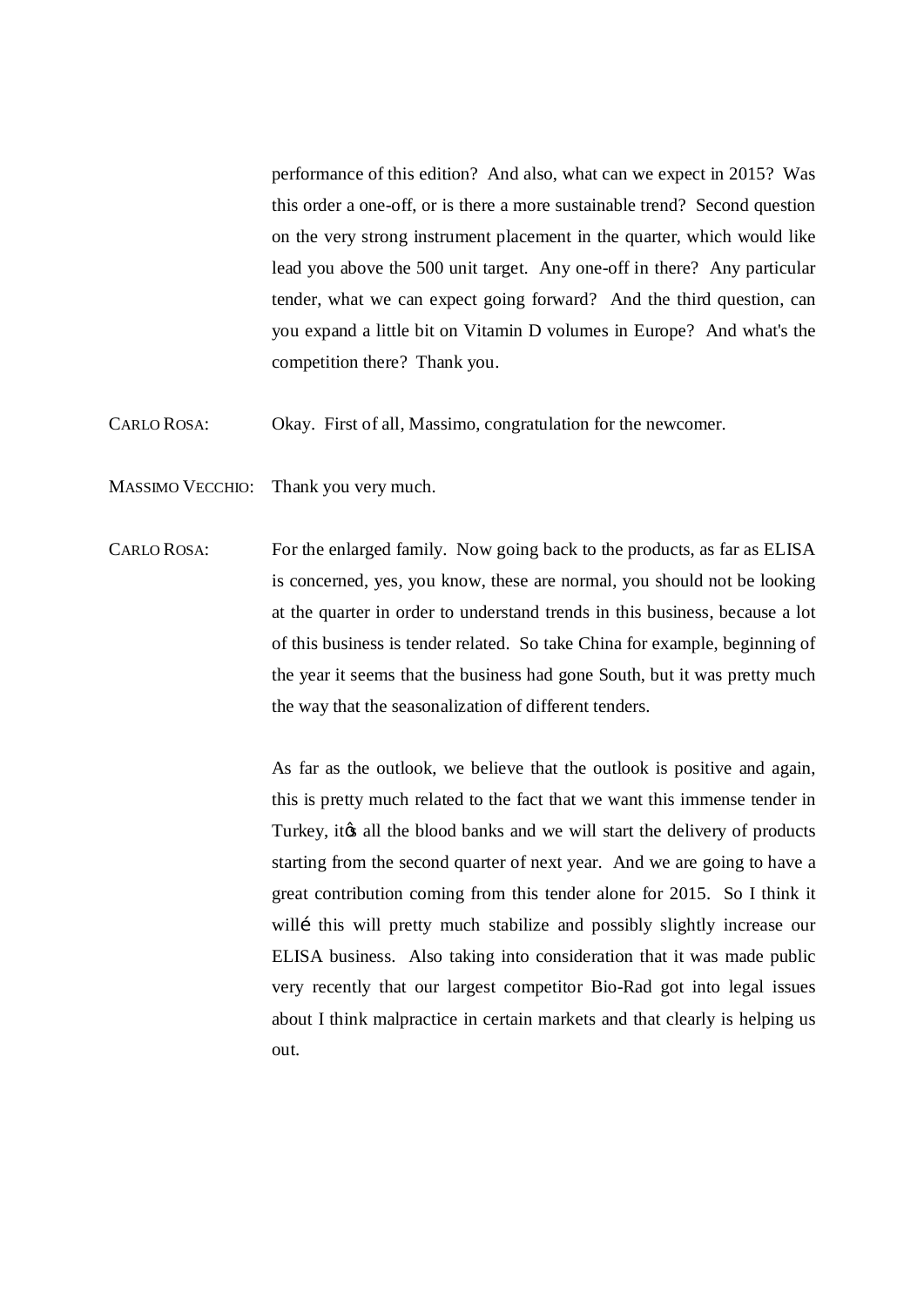performance of this edition? And also, what can we expect in 2015? Was this order a one-off, or is there a more sustainable trend? Second question on the very strong instrument placement in the quarter, which would like lead you above the 500 unit target. Any one-off in there? Any particular tender, what we can expect going forward? And the third question, can you expand a little bit on Vitamin D volumes in Europe? And what's the competition there? Thank you.

CARLO ROSA: Okay. First of all, Massimo, congratulation for the newcomer.

MASSIMO VECCHIO: Thank you very much.

CARLO ROSA: For the enlarged family. Now going back to the products, as far as ELISA is concerned, yes, you know, these are normal, you should not be looking at the quarter in order to understand trends in this business, because a lot of this business is tender related. So take China for example, beginning of the year it seems that the business had gone South, but it was pretty much the way that the seasonalization of different tenders.

As far as the outlook, we believe that the outlook is positive and again, this is pretty much related to the fact that we want this immense tender in Turkey, itǿs all the blood banks and we will start the delivery of products starting from the second quarter of next year. And we are going to have a great contribution coming from this tender alone for 2015. So I think it willí this will pretty much stabilize and possibly slightly increase our ELISA business. Also taking into consideration that it was made public very recently that our largest competitor Bio-Rad got into legal issues about I think malpractice in certain markets and that clearly is helping us out.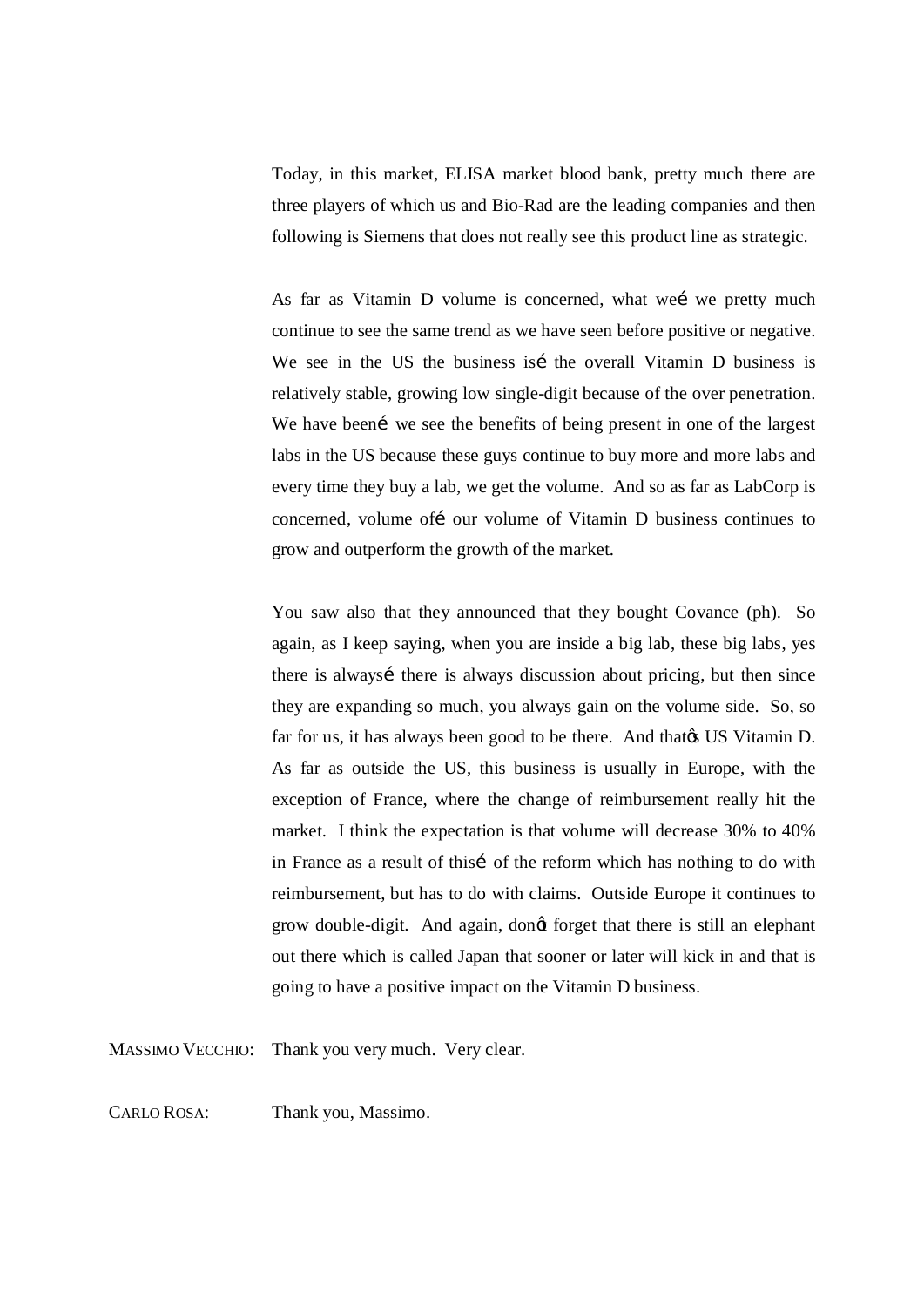Today, in this market, ELISA market blood bank, pretty much there are three players of which us and Bio-Rad are the leading companies and then following is Siemens that does not really see this product line as strategic.

As far as Vitamin D volume is concerned, what weé we pretty much continue to see the same trend as we have seen before positive or negative. We see in the US the business isé the overall Vitamin D business is relatively stable, growing low single-digit because of the over penetration. We have beené we see the benefits of being present in one of the largest labs in the US because these guys continue to buy more and more labs and every time they buy a lab, we get the volume. And so as far as LabCorp is concerned, volume ofé our volume of Vitamin D business continues to grow and outperform the growth of the market.

You saw also that they announced that they bought Covance (ph). So again, as I keep saying, when you are inside a big lab, these big labs, yes there is alwaysé there is always discussion about pricing, but then since they are expanding so much, you always gain on the volume side. So, so far for us, it has always been good to be there. And thatø US Vitamin D. As far as outside the US, this business is usually in Europe, with the exception of France, where the change of reimbursement really hit the market. I think the expectation is that volume will decrease 30% to 40% in France as a result of thisé of the reform which has nothing to do with reimbursement, but has to do with claims. Outside Europe it continues to grow double-digit. And again, donø forget that there is still an elephant out there which is called Japan that sooner or later will kick in and that is going to have a positive impact on the Vitamin D business.

MASSIMO VECCHIO: Thank you very much. Very clear.

CARLO ROSA: Thank you, Massimo.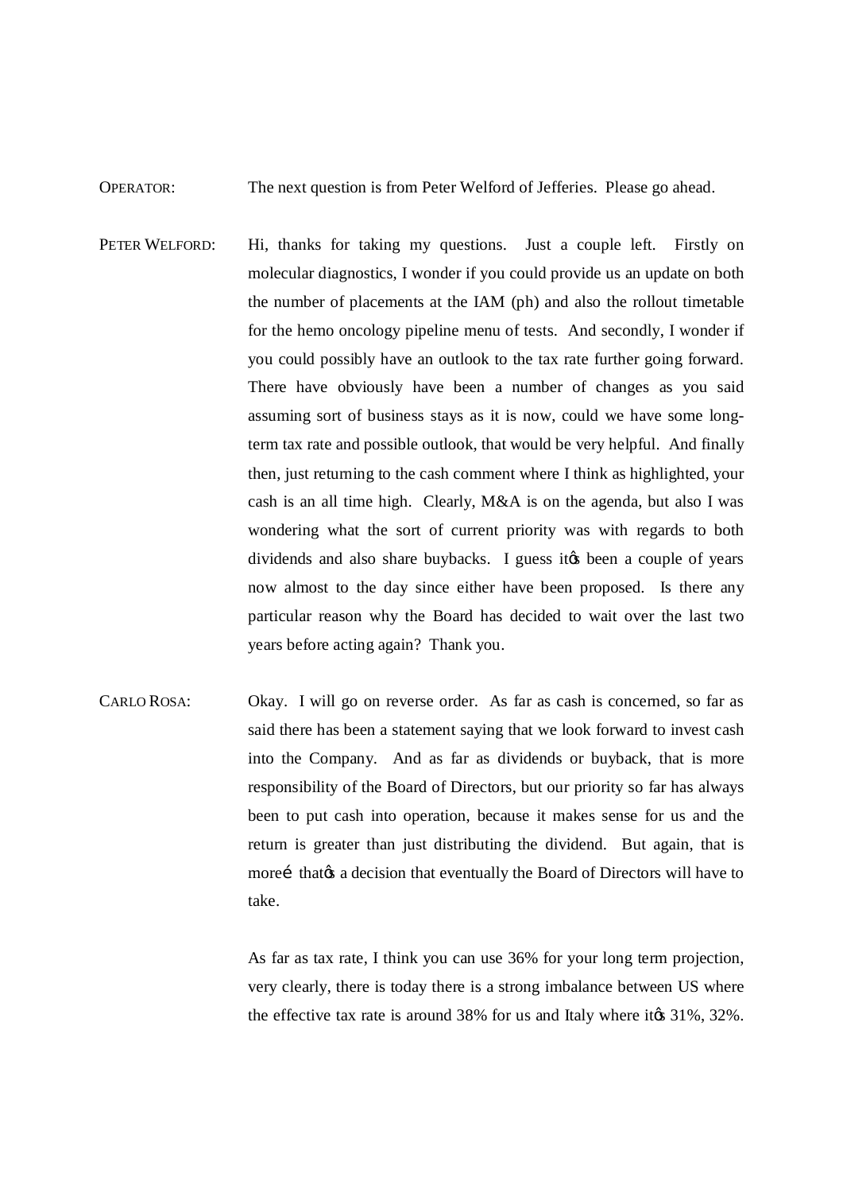OPERATOR: The next question is from Peter Welford of Jefferies. Please go ahead.

PETER WELFORD: Hi, thanks for taking my questions. Just a couple left. Firstly on molecular diagnostics, I wonder if you could provide us an update on both the number of placements at the IAM (ph) and also the rollout timetable for the hemo oncology pipeline menu of tests. And secondly, I wonder if you could possibly have an outlook to the tax rate further going forward. There have obviously have been a number of changes as you said assuming sort of business stays as it is now, could we have some long-term tax rate and possible outlook, that would be very helpful. And finally then, just returning to the cash comment where I think as highlighted, your cash is an all time high. Clearly, M&A is on the agenda, but also I was wondering what the sort of current priority was with regards to both dividends and also share buybacks. I guess itф been a couple of years now almost to the day since either have been proposed. Is there any particular reason why the Board has decided to wait over the last two years before acting again? Thank you.

CARLO ROSA: Okay. I will go on reverse order. As far as cash is concerned, so far as said there has been a statement saying that we look forward to invest cash into the Company. And as far as dividends or buyback, that is more responsibility of the Board of Directors, but our priority so far has always been to put cash into operation, because it makes sense for us and the return is greater than just distributing the dividend. But again, that is moreí thatф a decision that eventually the Board of Directors will have to take.

As far as tax rate, I think you can use 36% for your long term projection, very clearly, there is today there is a strong imbalance between US where the effective tax rate is around 38% for us and Italy where itф 31%, 32%.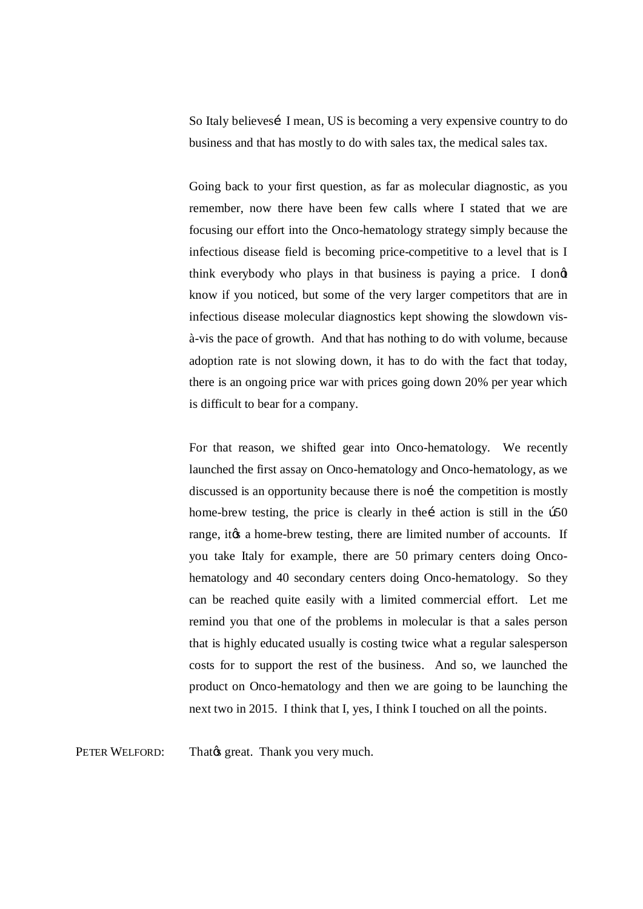So Italy believesí I mean, US is becoming a very expensive country to do business and that has mostly to do with sales tax, the medical sales tax.

Going back to your first question, as far as molecular diagnostic, as you remember, now there have been few calls where I stated that we are focusing our effort into the Onco-hematology strategy simply because the infectious disease field is becoming price-competitive to a level that is I think everybody who plays in that business is paying a price. I donøt know if you noticed, but some of the very larger competitors that are in infectious disease molecular diagnostics kept showing the slowdown vis-à-vis the pace of growth. And that has nothing to do with volume, because adoption rate is not slowing down, it has to do with the fact that today, there is an ongoing price war with prices going down 20% per year which is difficult to bear for a company.

For that reason, we shifted gear into Onco-hematology. We recently launched the first assay on Onco-hematology and Onco-hematology, as we discussed is an opportunity because there is noí the competition is mostly home-brew testing, the price is clearly in theí action is still in the ú50 range, itøs a home-brew testing, there are limited number of accounts. If you take Italy for example, there are 50 primary centers doing Onco-hematology and 40 secondary centers doing Onco-hematology. So they can be reached quite easily with a limited commercial effort. Let me remind you that one of the problems in molecular is that a sales person that is highly educated usually is costing twice what a regular salesperson costs for to support the rest of the business. And so, we launched the product on Onco-hematology and then we are going to be launching the next two in 2015. I think that I, yes, I think I touched on all the points.

PETER WELFORD: Thatøs great. Thank you very much.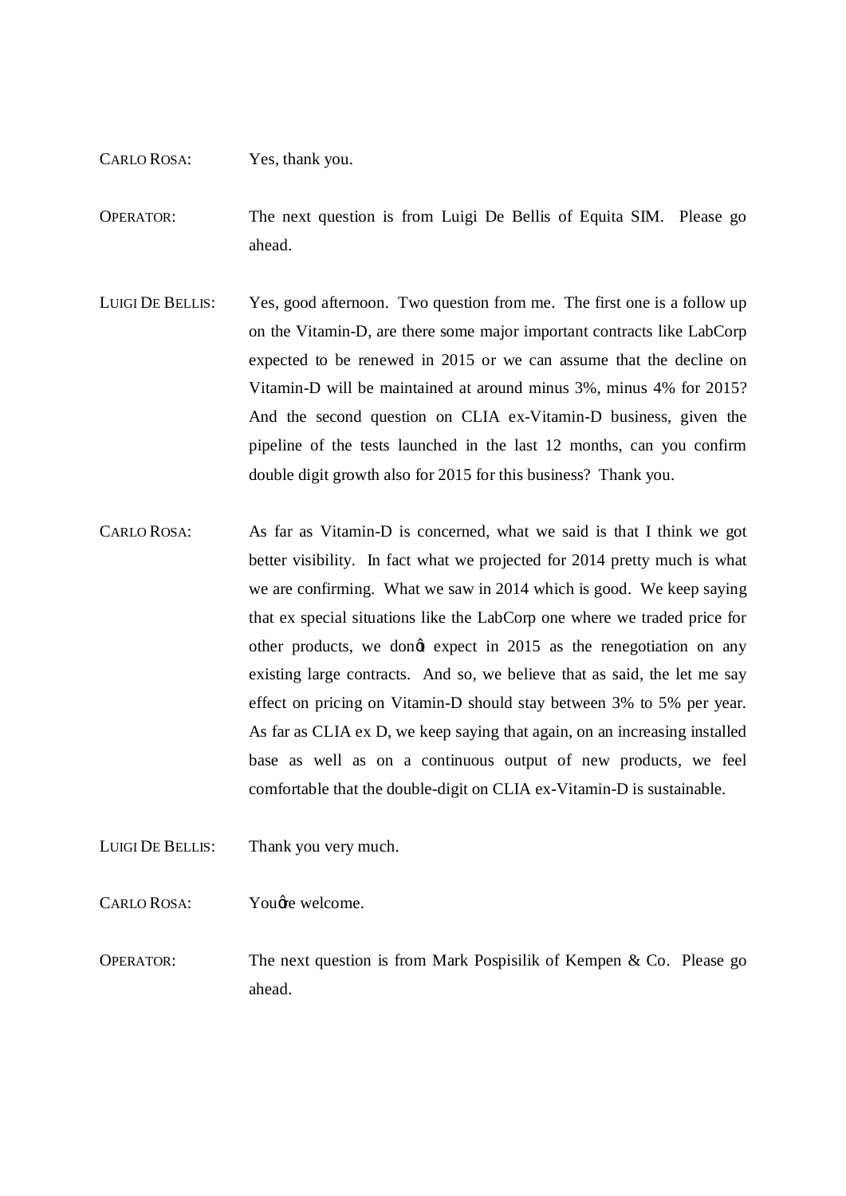CARLO ROSA: Yes, thank you.

OPERATOR: The next question is from Luigi De Bellis of Equita SIM. Please go ahead.

LUIGI DE BELLIS: Yes, good afternoon. Two question from me. The first one is a follow up on the Vitamin-D, are there some major important contracts like LabCorp expected to be renewed in 2015 or we can assume that the decline on Vitamin-D will be maintained at around minus 3%, minus 4% for 2015? And the second question on CLIA ex-Vitamin-D business, given the pipeline of the tests launched in the last 12 months, can you confirm double digit growth also for 2015 for this business? Thank you.

CARLO ROSA: As far as Vitamin-D is concerned, what we said is that I think we got better visibility. In fact what we projected for 2014 pretty much is what we are confirming. What we saw in 2014 which is good. We keep saying that ex special situations like the LabCorp one where we traded price for other products, we donφt expect in 2015 as the renegotiation on any existing large contracts. And so, we believe that as said, the let me say effect on pricing on Vitamin-D should stay between 3% to 5% per year. As far as CLIA ex D, we keep saying that again, on an increasing installed base as well as on a continuous output of new products, we feel comfortable that the double-digit on CLIA ex-Vitamin-D is sustainable.

LUIGI DE BELLIS: Thank you very much.

CARLO ROSA: Youφre welcome.

OPERATOR: The next question is from Mark Pospisilik of Kempen & Co. Please go ahead.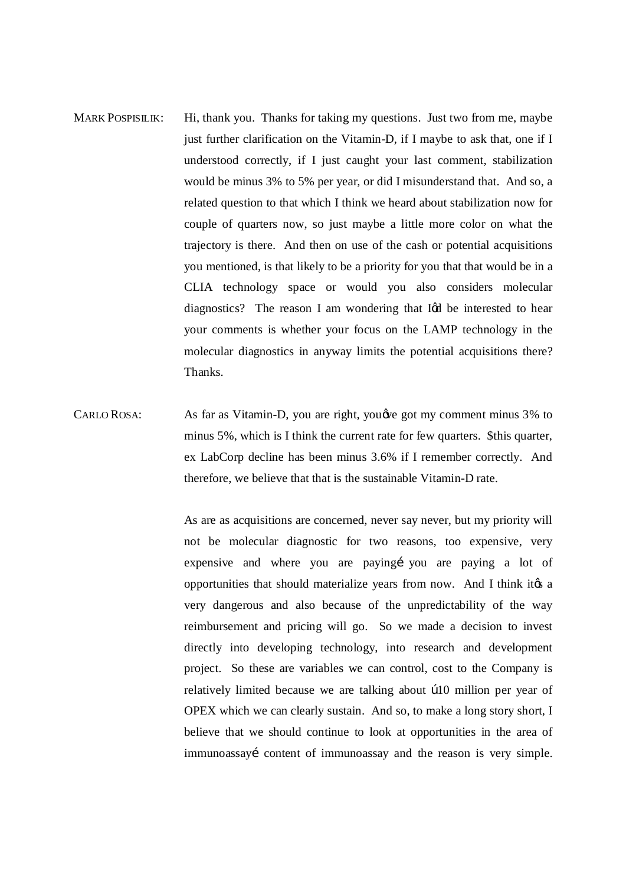MARK POSPISILIK: Hi, thank you. Thanks for taking my questions. Just two from me, maybe just further clarification on the Vitamin-D, if I maybe to ask that, one if I understood correctly, if I just caught your last comment, stabilization would be minus 3% to 5% per year, or did I misunderstand that. And so, a related question to that which I think we heard about stabilization now for couple of quarters now, so just maybe a little more color on what the trajectory is there. And then on use of the cash or potential acquisitions you mentioned, is that likely to be a priority for you that that would be in a CLIA technology space or would you also considers molecular diagnostics? The reason I am wondering that Iφd be interested to hear your comments is whether your focus on the LAMP technology in the molecular diagnostics in anyway limits the potential acquisitions there? Thanks.

CARLO ROSA: As far as Vitamin-D, you are right, youφve got my comment minus 3% to minus 5%, which is I think the current rate for few quarters. $this quarter, ex LabCorp decline has been minus 3.6% if I remember correctly. And therefore, we believe that that is the sustainable Vitamin-D rate.

As are as acquisitions are concerned, never say never, but my priority will not be molecular diagnostic for two reasons, too expensive, very expensive and where you are payingí you are paying a lot of opportunities that should materialize years from now. And I think itφs a very dangerous and also because of the unpredictability of the way reimbursement and pricing will go. So we made a decision to invest directly into developing technology, into research and development project. So these are variables we can control, cost to the Company is relatively limited because we are talking about ú10 million per year of OPEX which we can clearly sustain. And so, to make a long story short, I believe that we should continue to look at opportunities in the area of immunoassayí content of immunoassay and the reason is very simple.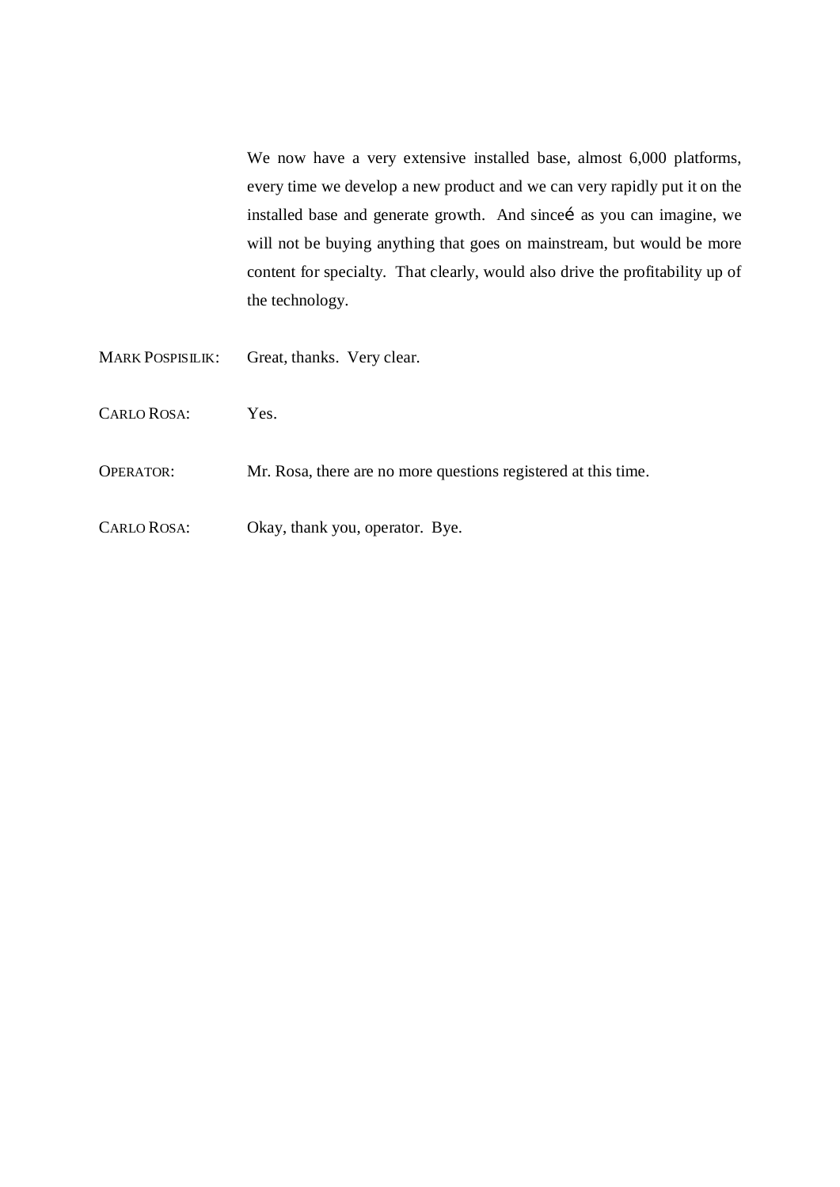We now have a very extensive installed base, almost 6,000 platforms, every time we develop a new product and we can very rapidly put it on the installed base and generate growth. And sinceé as you can imagine, we will not be buying anything that goes on mainstream, but would be more content for specialty. That clearly, would also drive the profitability up of the technology.

MARK POSPISILIK: Great, thanks. Very clear.

CARLO ROSA: Yes.

OPERATOR: Mr. Rosa, there are no more questions registered at this time.

CARLO ROSA: Okay, thank you, operator. Bye.